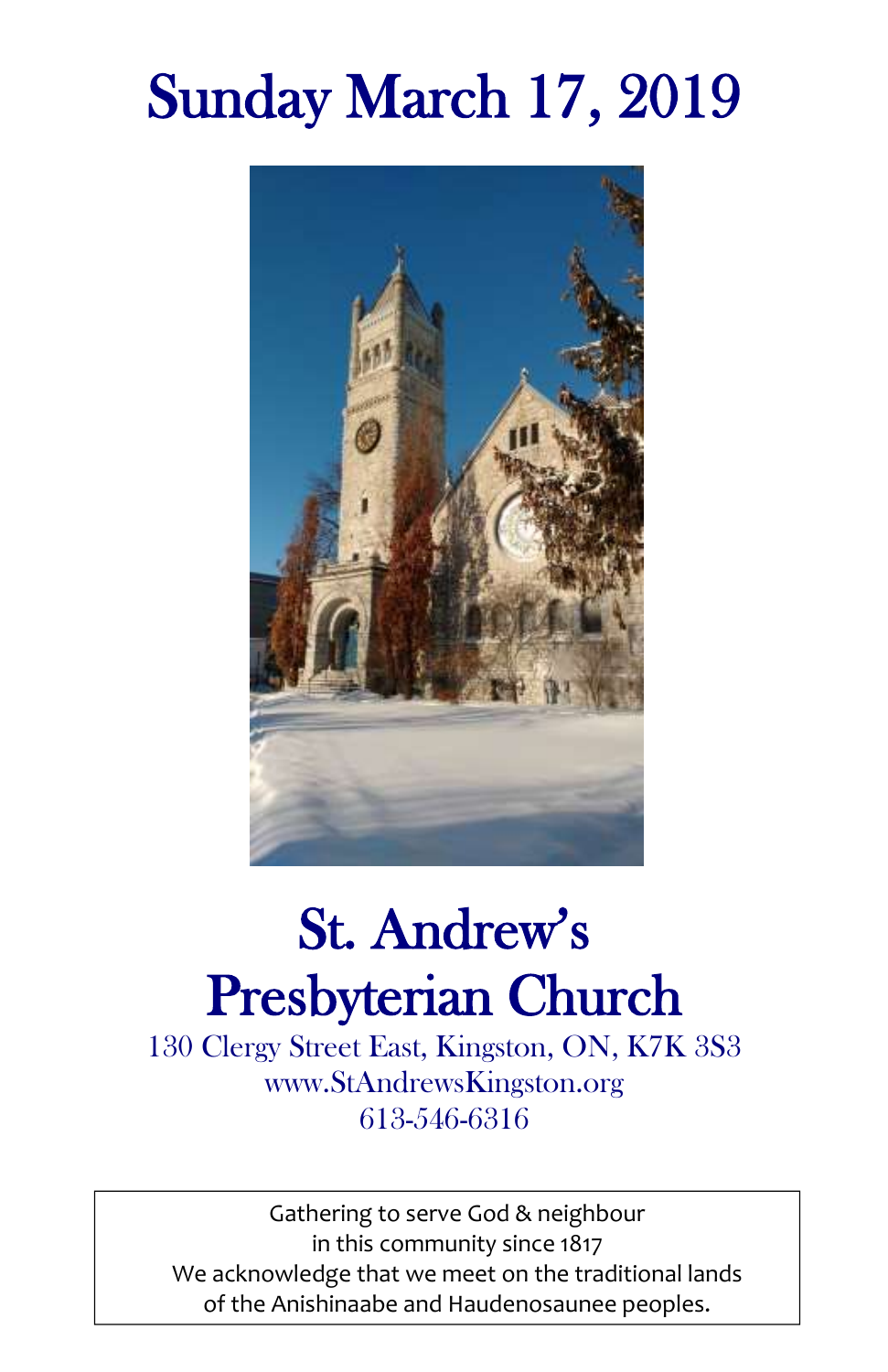# Sunday March 17, 2019

# St. Andrew's Presbyterian Church

130 Clergy Street East, Kingston, ON, K7K 3S3
www.StAndrewsKingston.org
613-546-6316

Gathering to serve God & neighbour
in this community since 1817
We acknowledge that we meet on the traditional lands
of the Anishinaabe and Haudenosaunee peoples.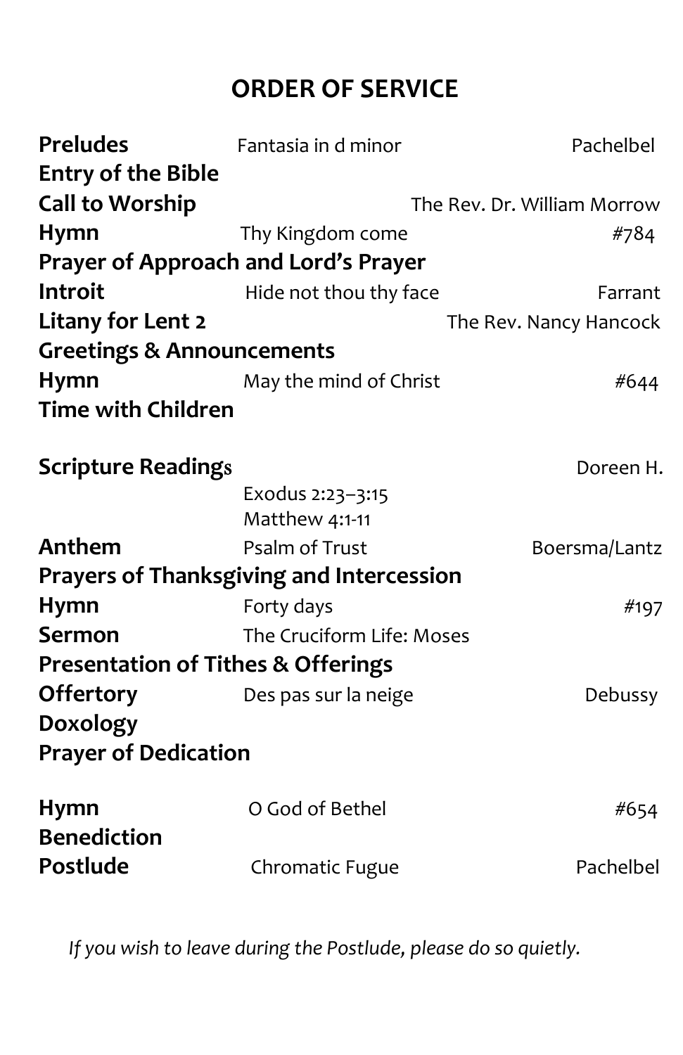# ORDER OF SERVICE

| | | |
|---|---|---|
| **Preludes** | Fantasia in d minor | Pachelbel |
| **Entry of the Bible** | | |
| **Call to Worship** | | The Rev. Dr. William Morrow |
| **Hymn** | Thy Kingdom come | #784 |
| **Prayer of Approach and Lord's Prayer** | | |
| **Introit** | Hide not thou thy face | Farrant |
| **Litany for Lent 2** | | The Rev. Nancy Hancock |
| **Greetings & Announcements** | | |
| **Hymn** | May the mind of Christ | #644 |
| **Time with Children** | | |
| **Scripture Readings** | Exodus 2:23–3:15<br>Matthew 4:1-11 | Doreen H. |
| **Anthem** | Psalm of Trust | Boersma/Lantz |
| **Prayers of Thanksgiving and Intercession** | | |
| **Hymn** | Forty days | #197 |
| **Sermon** | The Cruciform Life: Moses | |
| **Presentation of Tithes & Offerings** | | |
| **Offertory** | Des pas sur la neige | Debussy |
| **Doxology** | | |
| **Prayer of Dedication** | | |
| **Hymn** | O God of Bethel | #654 |
| **Benediction** | | |
| **Postlude** | Chromatic Fugue | Pachelbel |

*If you wish to leave during the Postlude, please do so quietly.*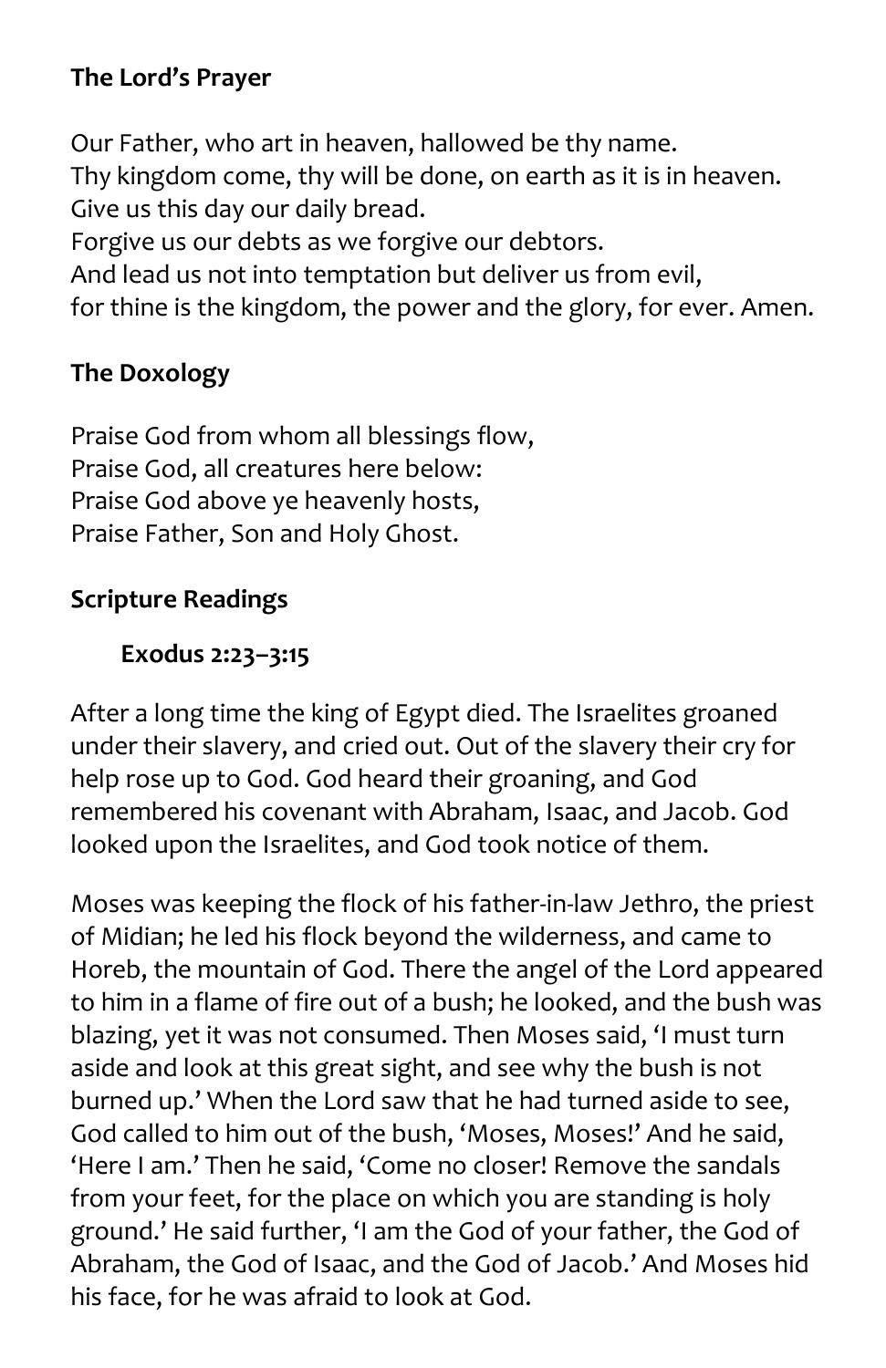**The Lord's Prayer**

Our Father, who art in heaven, hallowed be thy name.
Thy kingdom come, thy will be done, on earth as it is in heaven.
Give us this day our daily bread.
Forgive us our debts as we forgive our debtors.
And lead us not into temptation but deliver us from evil,
for thine is the kingdom, the power and the glory, for ever. Amen.

**The Doxology**

Praise God from whom all blessings flow,
Praise God, all creatures here below:
Praise God above ye heavenly hosts,
Praise Father, Son and Holy Ghost.

**Scripture Readings**

**Exodus 2:23–3:15**

After a long time the king of Egypt died. The Israelites groaned under their slavery, and cried out. Out of the slavery their cry for help rose up to God. God heard their groaning, and God remembered his covenant with Abraham, Isaac, and Jacob. God looked upon the Israelites, and God took notice of them.

Moses was keeping the flock of his father-in-law Jethro, the priest of Midian; he led his flock beyond the wilderness, and came to Horeb, the mountain of God. There the angel of the Lord appeared to him in a flame of fire out of a bush; he looked, and the bush was blazing, yet it was not consumed. Then Moses said, 'I must turn aside and look at this great sight, and see why the bush is not burned up.' When the Lord saw that he had turned aside to see, God called to him out of the bush, 'Moses, Moses!' And he said, 'Here I am.' Then he said, 'Come no closer! Remove the sandals from your feet, for the place on which you are standing is holy ground.' He said further, 'I am the God of your father, the God of Abraham, the God of Isaac, and the God of Jacob.' And Moses hid his face, for he was afraid to look at God.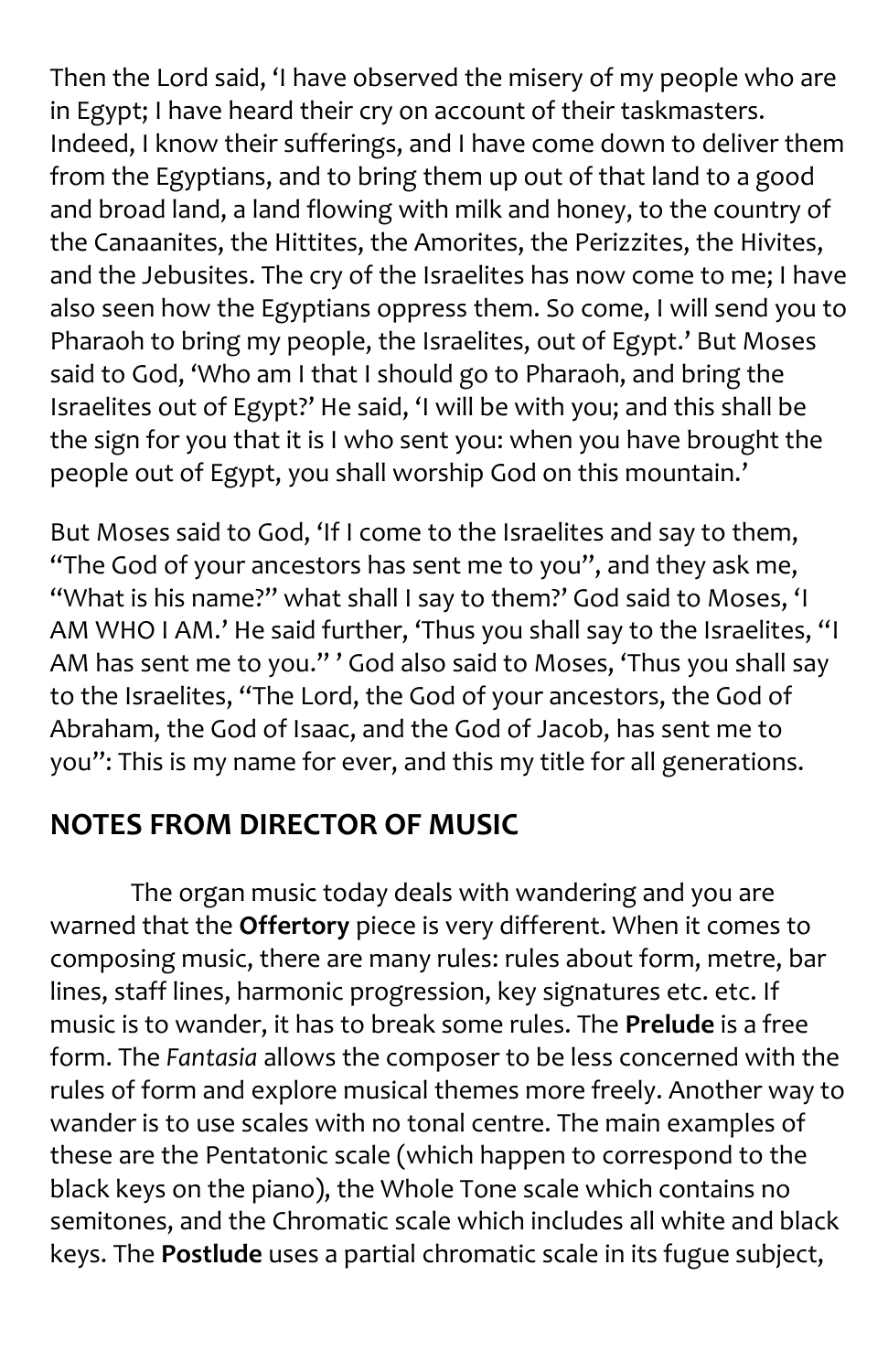Then the Lord said, 'I have observed the misery of my people who are in Egypt; I have heard their cry on account of their taskmasters. Indeed, I know their sufferings, and I have come down to deliver them from the Egyptians, and to bring them up out of that land to a good and broad land, a land flowing with milk and honey, to the country of the Canaanites, the Hittites, the Amorites, the Perizzites, the Hivites, and the Jebusites. The cry of the Israelites has now come to me; I have also seen how the Egyptians oppress them. So come, I will send you to Pharaoh to bring my people, the Israelites, out of Egypt.' But Moses said to God, 'Who am I that I should go to Pharaoh, and bring the Israelites out of Egypt?' He said, 'I will be with you; and this shall be the sign for you that it is I who sent you: when you have brought the people out of Egypt, you shall worship God on this mountain.'

But Moses said to God, 'If I come to the Israelites and say to them, "The God of your ancestors has sent me to you", and they ask me, "What is his name?" what shall I say to them?' God said to Moses, 'I AM WHO I AM.' He said further, 'Thus you shall say to the Israelites, "I AM has sent me to you." ' God also said to Moses, 'Thus you shall say to the Israelites, "The Lord, the God of your ancestors, the God of Abraham, the God of Isaac, and the God of Jacob, has sent me to you": This is my name for ever, and this my title for all generations.

## NOTES FROM DIRECTOR OF MUSIC

The organ music today deals with wandering and you are warned that the **Offertory** piece is very different. When it comes to composing music, there are many rules: rules about form, metre, bar lines, staff lines, harmonic progression, key signatures etc. etc. If music is to wander, it has to break some rules. The **Prelude** is a free form. The *Fantasia* allows the composer to be less concerned with the rules of form and explore musical themes more freely. Another way to wander is to use scales with no tonal centre. The main examples of these are the Pentatonic scale (which happen to correspond to the black keys on the piano), the Whole Tone scale which contains no semitones, and the Chromatic scale which includes all white and black keys. The **Postlude** uses a partial chromatic scale in its fugue subject,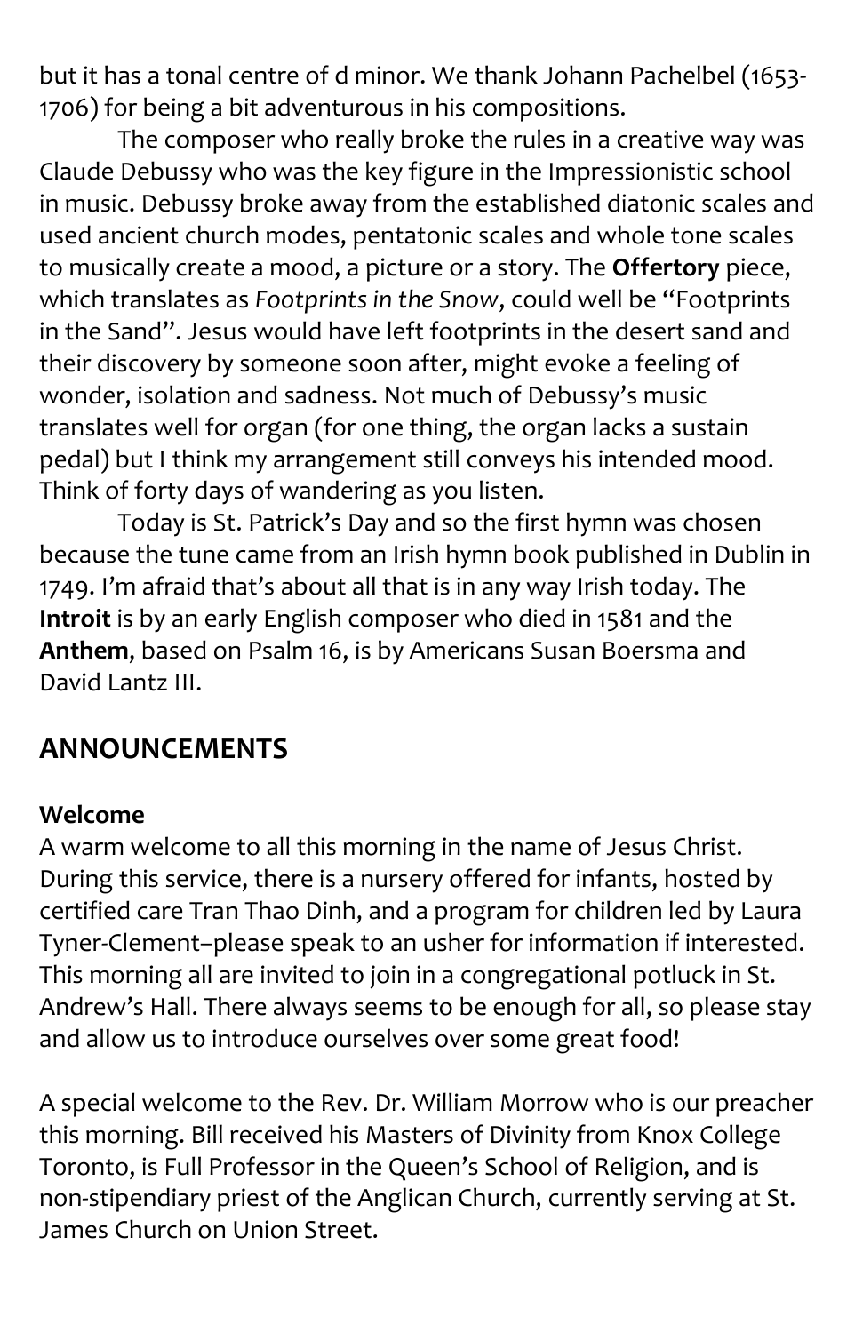but it has a tonal centre of d minor. We thank Johann Pachelbel (1653-1706) for being a bit adventurous in his compositions.

The composer who really broke the rules in a creative way was Claude Debussy who was the key figure in the Impressionistic school in music. Debussy broke away from the established diatonic scales and used ancient church modes, pentatonic scales and whole tone scales to musically create a mood, a picture or a story. The **Offertory** piece, which translates as *Footprints in the Snow*, could well be "Footprints in the Sand". Jesus would have left footprints in the desert sand and their discovery by someone soon after, might evoke a feeling of wonder, isolation and sadness. Not much of Debussy's music translates well for organ (for one thing, the organ lacks a sustain pedal) but I think my arrangement still conveys his intended mood. Think of forty days of wandering as you listen.

Today is St. Patrick's Day and so the first hymn was chosen because the tune came from an Irish hymn book published in Dublin in 1749. I'm afraid that's about all that is in any way Irish today. The **Introit** is by an early English composer who died in 1581 and the **Anthem**, based on Psalm 16, is by Americans Susan Boersma and David Lantz III.

## ANNOUNCEMENTS

**Welcome**
A warm welcome to all this morning in the name of Jesus Christ. During this service, there is a nursery offered for infants, hosted by certified care Tran Thao Dinh, and a program for children led by Laura Tyner-Clement–please speak to an usher for information if interested. This morning all are invited to join in a congregational potluck in St. Andrew's Hall. There always seems to be enough for all, so please stay and allow us to introduce ourselves over some great food!

A special welcome to the Rev. Dr. William Morrow who is our preacher this morning. Bill received his Masters of Divinity from Knox College Toronto, is Full Professor in the Queen's School of Religion, and is non-stipendiary priest of the Anglican Church, currently serving at St. James Church on Union Street.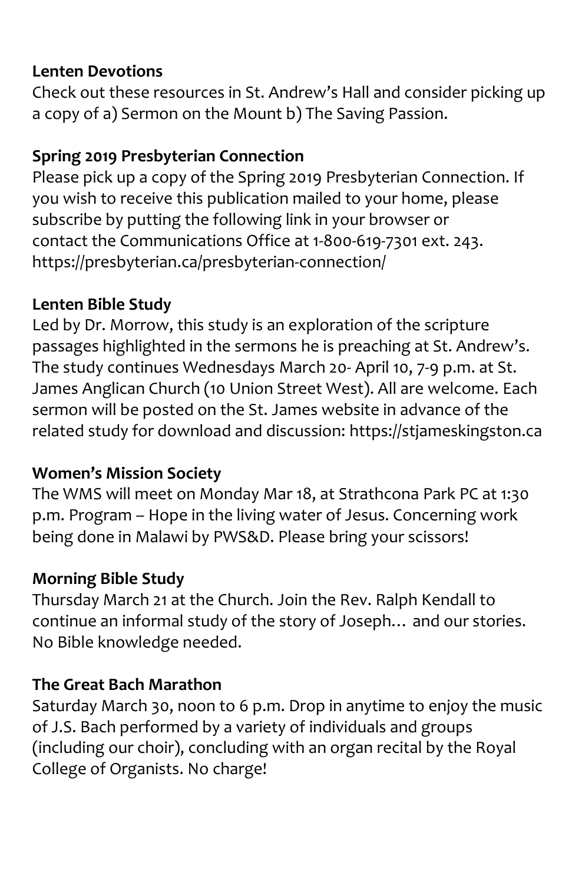**Lenten Devotions**

Check out these resources in St. Andrew's Hall and consider picking up a copy of a) Sermon on the Mount b) The Saving Passion.

**Spring 2019 Presbyterian Connection**

Please pick up a copy of the Spring 2019 Presbyterian Connection. If you wish to receive this publication mailed to your home, please subscribe by putting the following link in your browser or contact the Communications Office at 1-800-619-7301 ext. 243. https://presbyterian.ca/presbyterian-connection/

**Lenten Bible Study**

Led by Dr. Morrow, this study is an exploration of the scripture passages highlighted in the sermons he is preaching at St. Andrew's. The study continues Wednesdays March 20- April 10, 7-9 p.m. at St. James Anglican Church (10 Union Street West). All are welcome. Each sermon will be posted on the St. James website in advance of the related study for download and discussion: https://stjameskingston.ca

**Women's Mission Society**

The WMS will meet on Monday Mar 18, at Strathcona Park PC at 1:30 p.m. Program – Hope in the living water of Jesus. Concerning work being done in Malawi by PWS&D. Please bring your scissors!

**Morning Bible Study**

Thursday March 21 at the Church. Join the Rev. Ralph Kendall to continue an informal study of the story of Joseph… and our stories. No Bible knowledge needed.

**The Great Bach Marathon**

Saturday March 30, noon to 6 p.m. Drop in anytime to enjoy the music of J.S. Bach performed by a variety of individuals and groups (including our choir), concluding with an organ recital by the Royal College of Organists. No charge!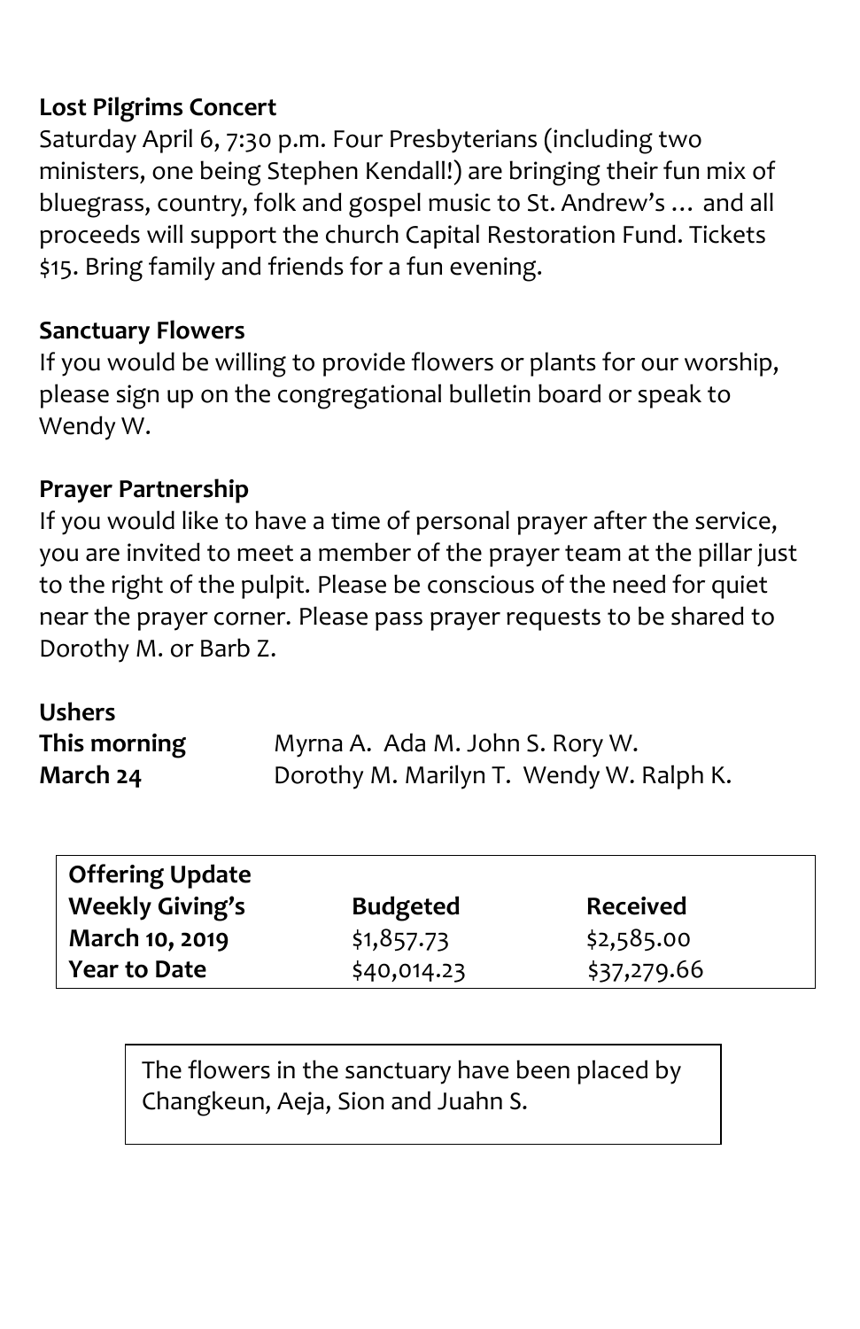**Lost Pilgrims Concert**

Saturday April 6, 7:30 p.m. Four Presbyterians (including two ministers, one being Stephen Kendall!) are bringing their fun mix of bluegrass, country, folk and gospel music to St. Andrew's … and all proceeds will support the church Capital Restoration Fund. Tickets $15. Bring family and friends for a fun evening.

**Sanctuary Flowers**

If you would be willing to provide flowers or plants for our worship, please sign up on the congregational bulletin board or speak to Wendy W.

**Prayer Partnership**

If you would like to have a time of personal prayer after the service, you are invited to meet a member of the prayer team at the pillar just to the right of the pulpit. Please be conscious of the need for quiet near the prayer corner. Please pass prayer requests to be shared to Dorothy M. or Barb Z.

**Ushers**

| | |
|---|---|
| **This morning** | Myrna A. Ada M. John S. Rory W. |
| **March 24** | Dorothy M. Marilyn T. Wendy W. Ralph K. |

| **Offering Update** | | |
|---|---|---|
| **Weekly Giving's** | **Budgeted** | **Received** |
| **March 10, 2019** | $1,857.73 | $2,585.00 |
| **Year to Date** | $40,014.23 | $37,279.66 |

The flowers in the sanctuary have been placed by Changkeun, Aeja, Sion and Juahn S.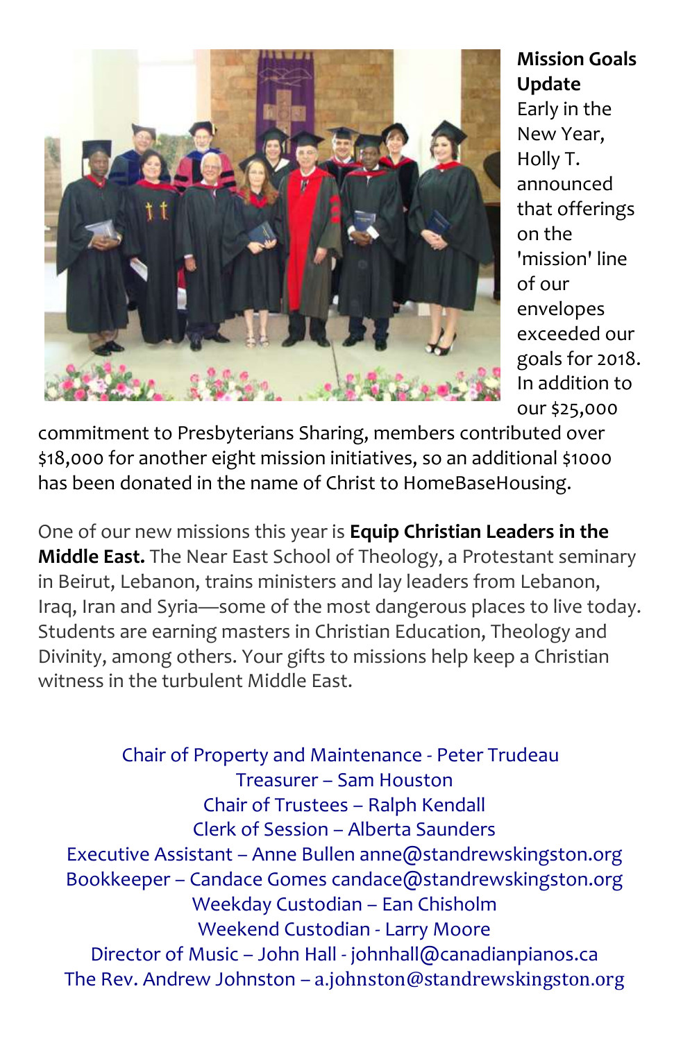**Mission Goals Update**

Early in the New Year, Holly T. announced that offerings on the 'mission' line of our envelopes exceeded our goals for 2018. In addition to our $25,000 commitment to Presbyterians Sharing, members contributed over $18,000 for another eight mission initiatives, so an additional $1000 has been donated in the name of Christ to HomeBaseHousing.

One of our new missions this year is **Equip Christian Leaders in the Middle East.** The Near East School of Theology, a Protestant seminary in Beirut, Lebanon, trains ministers and lay leaders from Lebanon, Iraq, Iran and Syria—some of the most dangerous places to live today. Students are earning masters in Christian Education, Theology and Divinity, among others. Your gifts to missions help keep a Christian witness in the turbulent Middle East.

Chair of Property and Maintenance - Peter Trudeau
Treasurer – Sam Houston
Chair of Trustees – Ralph Kendall
Clerk of Session – Alberta Saunders
Executive Assistant – Anne Bullen anne@standrewskingston.org
Bookkeeper – Candace Gomes candace@standrewskingston.org
Weekday Custodian – Ean Chisholm
Weekend Custodian - Larry Moore
Director of Music – John Hall - johnhall@canadianpianos.ca
The Rev. Andrew Johnston – a.johnston@standrewskingston.org